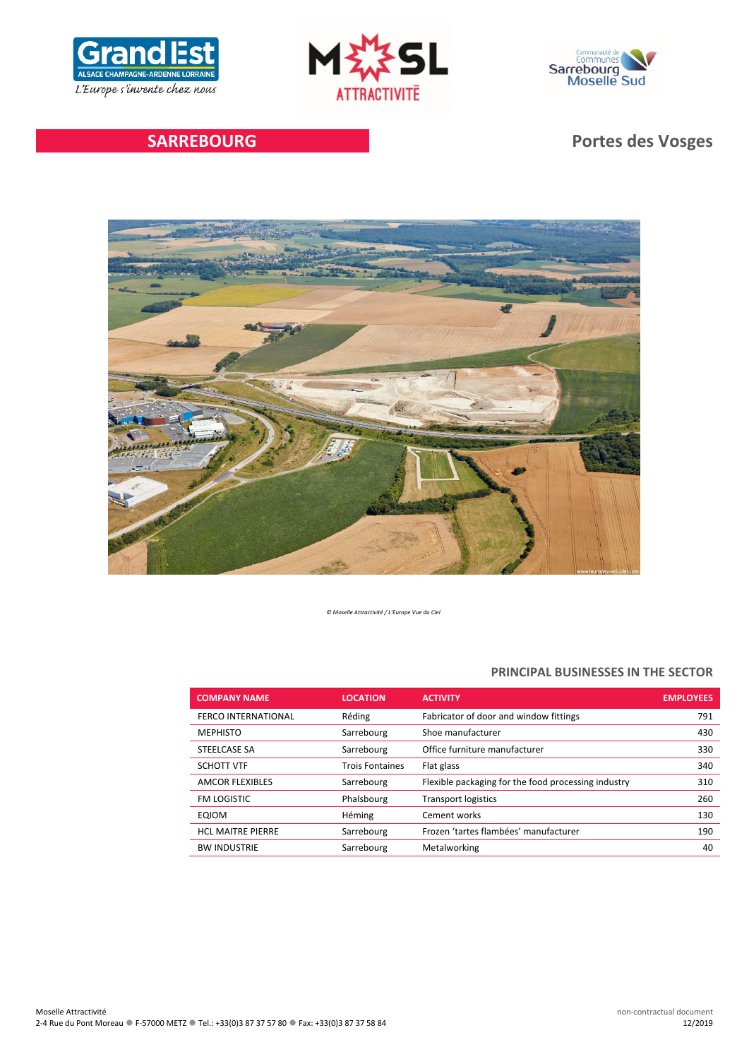# SARREBOURG

## Portes des Vosges

*© Moselle Attractivité / L'Europe Vue du Ciel*

## PRINCIPAL BUSINESSES IN THE SECTOR

| COMPANY NAME | LOCATION | ACTIVITY | EMPLOYEES |
|---|---|---|---|
| FERCO INTERNATIONAL | Réding | Fabricator of door and window fittings | 791 |
| MEPHISTO | Sarrebourg | Shoe manufacturer | 430 |
| STEELCASE SA | Sarrebourg | Office furniture manufacturer | 330 |
| SCHOTT VTF | Trois Fontaines | Flat glass | 340 |
| AMCOR FLEXIBLES | Sarrebourg | Flexible packaging for the food processing industry | 310 |
| FM LOGISTIC | Phalsbourg | Transport logistics | 260 |
| EQIOM | Héming | Cement works | 130 |
| HCL MAITRE PIERRE | Sarrebourg | Frozen 'tartes flambées' manufacturer | 190 |
| BW INDUSTRIE | Sarrebourg | Metalworking | 40 |

Moselle Attractivité
2-4 Rue du Pont Moreau ● F-57000 METZ ● Tel.: +33(0)3 87 37 57 80 ● Fax: +33(0)3 87 37 58 84

non-contractual document
12/2019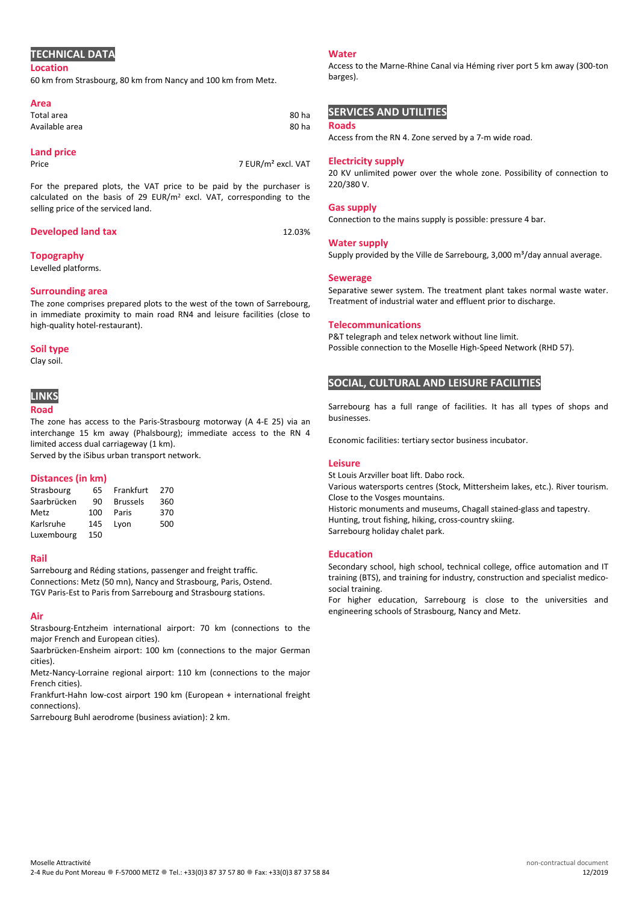## TECHNICAL DATA

### Location

60 km from Strasbourg, 80 km from Nancy and 100 km from Metz.

### Area

| | |
|---|---|
| Total area | 80 ha |
| Available area | 80 ha |

### Land price

| | |
|---|---|
| Price | 7 EUR/m² excl. VAT |

For the prepared plots, the VAT price to be paid by the purchaser is calculated on the basis of 29 EUR/m² excl. VAT, corresponding to the selling price of the serviced land.

### Developed land tax

12.03%

### Topography

Levelled platforms.

### Surrounding area

The zone comprises prepared plots to the west of the town of Sarrebourg, in immediate proximity to main road RN4 and leisure facilities (close to high-quality hotel-restaurant).

### Soil type

Clay soil.

## LINKS

### Road

The zone has access to the Paris-Strasbourg motorway (A 4-E 25) via an interchange 15 km away (Phalsbourg); immediate access to the RN 4 limited access dual carriageway (1 km).
Served by the iSibus urban transport network.

### Distances (in km)

| | | | |
|---|---|---|---|
| Strasbourg | 65 | Frankfurt | 270 |
| Saarbrücken | 90 | Brussels | 360 |
| Metz | 100 | Paris | 370 |
| Karlsruhe | 145 | Lyon | 500 |
| Luxembourg | 150 | | |

### Rail

Sarrebourg and Réding stations, passenger and freight traffic.
Connections: Metz (50 mn), Nancy and Strasbourg, Paris, Ostend.
TGV Paris-Est to Paris from Sarrebourg and Strasbourg stations.

### Air

Strasbourg-Entzheim international airport: 70 km (connections to the major French and European cities).
Saarbrücken-Ensheim airport: 100 km (connections to the major German cities).
Metz-Nancy-Lorraine regional airport: 110 km (connections to the major French cities).
Frankfurt-Hahn low-cost airport 190 km (European + international freight connections).
Sarrebourg Buhl aerodrome (business aviation): 2 km.

### Water

Access to the Marne-Rhine Canal via Héming river port 5 km away (300-ton barges).

## SERVICES AND UTILITIES

### Roads

Access from the RN 4. Zone served by a 7-m wide road.

### Electricity supply

20 KV unlimited power over the whole zone. Possibility of connection to 220/380 V.

### Gas supply

Connection to the mains supply is possible: pressure 4 bar.

### Water supply

Supply provided by the Ville de Sarrebourg, 3,000 m³/day annual average.

### Sewerage

Separative sewer system. The treatment plant takes normal waste water. Treatment of industrial water and effluent prior to discharge.

### Telecommunications

P&T telegraph and telex network without line limit.
Possible connection to the Moselle High-Speed Network (RHD 57).

## SOCIAL, CULTURAL AND LEISURE FACILITIES

Sarrebourg has a full range of facilities. It has all types of shops and businesses.

Economic facilities: tertiary sector business incubator.

### Leisure

St Louis Arzviller boat lift. Dabo rock.
Various watersports centres (Stock, Mittersheim lakes, etc.). River tourism.
Close to the Vosges mountains.
Historic monuments and museums, Chagall stained-glass and tapestry.
Hunting, trout fishing, hiking, cross-country skiing.
Sarrebourg holiday chalet park.

### Education

Secondary school, high school, technical college, office automation and IT training (BTS), and training for industry, construction and specialist medico-social training.
For higher education, Sarrebourg is close to the universities and engineering schools of Strasbourg, Nancy and Metz.

Moselle Attractivité
2-4 Rue du Pont Moreau ● F-57000 METZ ● Tel.: +33(0)3 87 37 57 80 ● Fax: +33(0)3 87 37 58 84

non-contractual document
12/2019